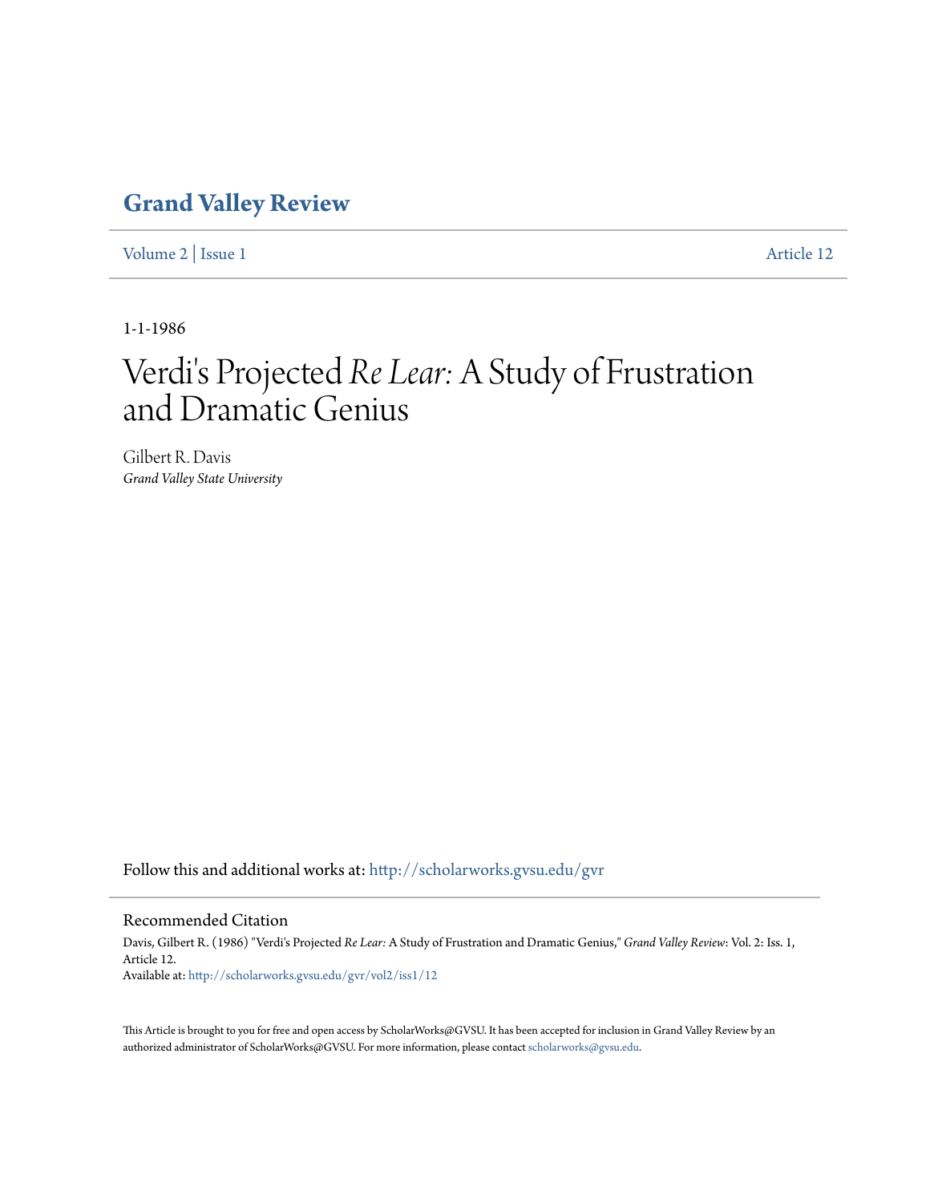# Grand Valley Review

Volume 2 | Issue 1 Article 12

1-1-1986

# Verdi's Projected *Re Lear:* A Study of Frustration and Dramatic Genius

Gilbert R. Davis
*Grand Valley State University*

Follow this and additional works at: http://scholarworks.gvsu.edu/gvr

## Recommended Citation

Davis, Gilbert R. (1986) "Verdi's Projected *Re Lear:* A Study of Frustration and Dramatic Genius," *Grand Valley Review*: Vol. 2: Iss. 1, Article 12.
Available at: http://scholarworks.gvsu.edu/gvr/vol2/iss1/12

This Article is brought to you for free and open access by ScholarWorks@GVSU. It has been accepted for inclusion in Grand Valley Review by an authorized administrator of ScholarWorks@GVSU. For more information, please contact scholarworks@gvsu.edu.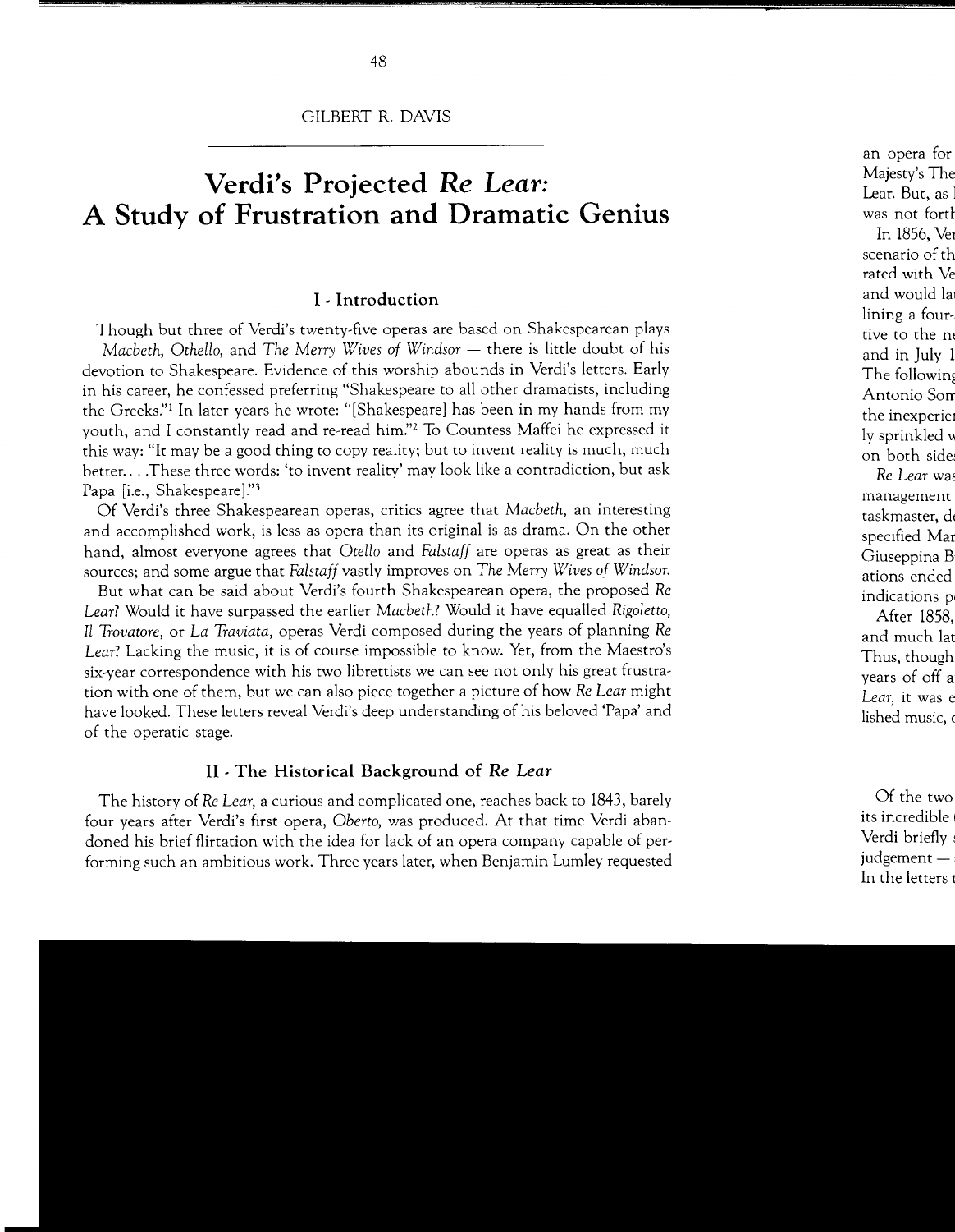# Verdi's Projected *Re Lear*: A Study of Frustration and Dramatic Genius

GILBERT R. DAVIS

## I - Introduction

Though but three of Verdi's twenty-five operas are based on Shakespearean plays — *Macbeth, Othello,* and *The Merry Wives of Windsor* — there is little doubt of his devotion to Shakespeare. Evidence of this worship abounds in Verdi's letters. Early in his career, he confessed preferring "Shakespeare to all other dramatists, including the Greeks."[1] In later years he wrote: "[Shakespeare] has been in my hands from my youth, and I constantly read and re-read him."[2] To Countess Maffei he expressed it this way: "It may be a good thing to copy reality; but to invent reality is much, much better. . . .These three words: 'to invent reality' may look like a contradiction, but ask Papa [i.e., Shakespeare]."[3]

Of Verdi's three Shakespearean operas, critics agree that *Macbeth,* an interesting and accomplished work, is less as opera than its original is as drama. On the other hand, almost everyone agrees that *Otello* and *Falstaff* are operas as great as their sources; and some argue that *Falstaff* vastly improves on *The Merry Wives of Windsor.*

But what can be said about Verdi's fourth Shakespearean opera, the proposed *Re Lear*? Would it have surpassed the earlier *Macbeth*? Would it have equalled *Rigoletto, Il Trovatore,* or *La Traviata,* operas Verdi composed during the years of planning *Re Lear*? Lacking the music, it is of course impossible to know. Yet, from the Maestro's six-year correspondence with his two librettists we can see not only his great frustration with one of them, but we can also piece together a picture of how *Re Lear* might have looked. These letters reveal Verdi's deep understanding of his beloved 'Papa' and of the operatic stage.

## II - The Historical Background of *Re Lear*

The history of *Re Lear,* a curious and complicated one, reaches back to 1843, barely four years after Verdi's first opera, *Oberto,* was produced. At that time Verdi abandoned his brief flirtation with the idea for lack of an opera company capable of performing such an ambitious work. Three years later, when Benjamin Lumley requested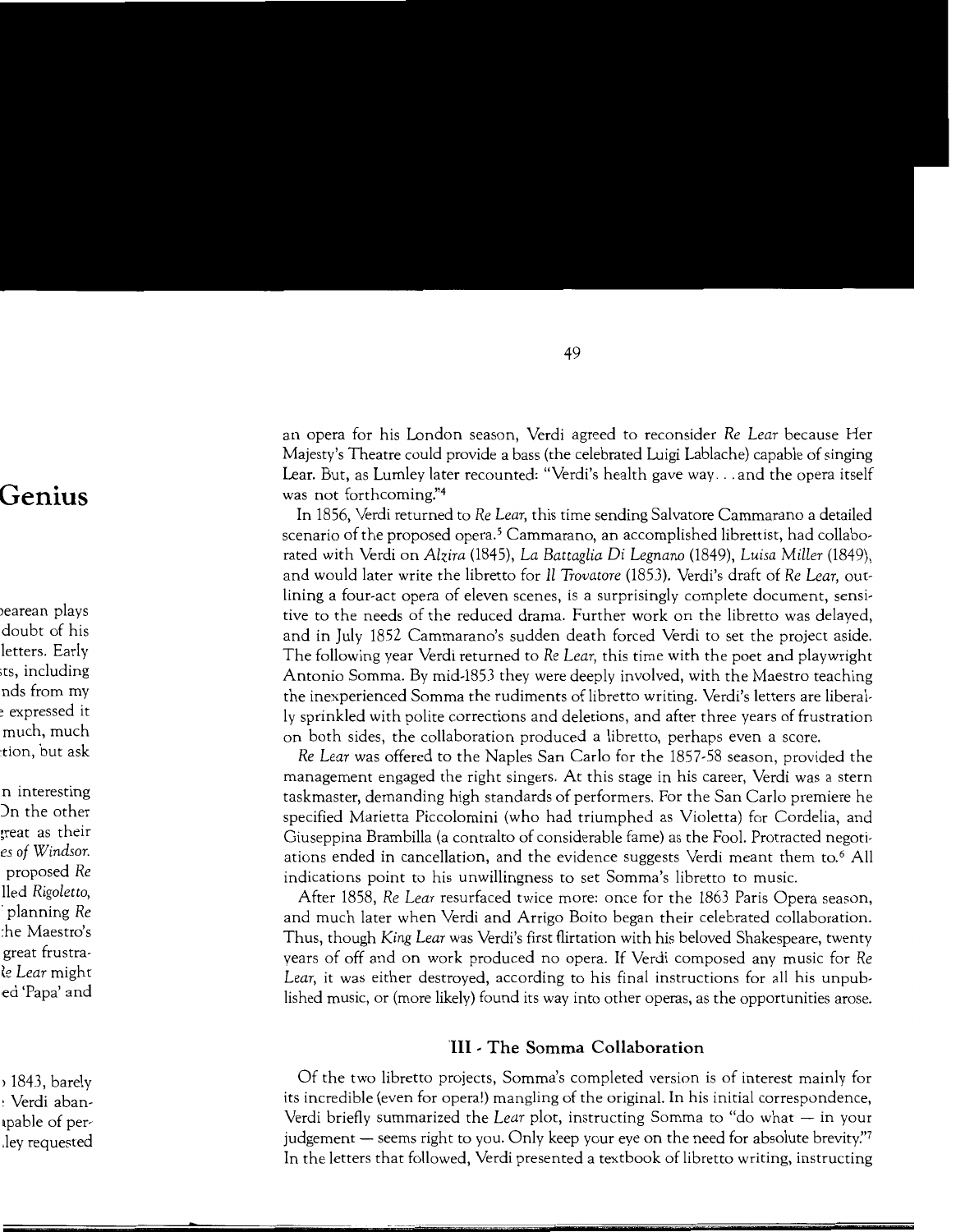an opera for his London season, Verdi agreed to reconsider *Re Lear* because Her Majesty's Theatre could provide a bass (the celebrated Luigi Lablache) capable of singing Lear. But, as Lumley later recounted: "Verdi's health gave way. . . and the opera itself was not forthcoming."[4]

In 1856, Verdi returned to *Re Lear*, this time sending Salvatore Cammarano a detailed scenario of the proposed opera.[5] Cammarano, an accomplished librettist, had collaborated with Verdi on *Alzira* (1845), *La Battaglia Di Legnano* (1849), *Luisa Miller* (1849), and would later write the libretto for *Il Trovatore* (1853). Verdi's draft of *Re Lear*, outlining a four-act opera of eleven scenes, is a surprisingly complete document, sensitive to the needs of the reduced drama. Further work on the libretto was delayed, and in July 1852 Cammarano's sudden death forced Verdi to set the project aside. The following year Verdi returned to *Re Lear*, this time with the poet and playwright Antonio Somma. By mid-1853 they were deeply involved, with the Maestro teaching the inexperienced Somma the rudiments of libretto writing. Verdi's letters are liberally sprinkled with polite corrections and deletions, and after three years of frustration on both sides, the collaboration produced a libretto, perhaps even a score.

*Re Lear* was offered to the Naples San Carlo for the 1857-58 season, provided the management engaged the right singers. At this stage in his career, Verdi was a stern taskmaster, demanding high standards of performers. For the San Carlo premiere he specified Marietta Piccolomini (who had triumphed as Violetta) for Cordelia, and Giuseppina Brambilla (a contralto of considerable fame) as the Fool. Protracted negotiations ended in cancellation, and the evidence suggests Verdi meant them to.[6] All indications point to his unwillingness to set Somma's libretto to music.

After 1858, *Re Lear* resurfaced twice more: once for the 1863 Paris Opera season, and much later when Verdi and Arrigo Boito began their celebrated collaboration. Thus, though *King Lear* was Verdi's first flirtation with his beloved Shakespeare, twenty years of off and on work produced no opera. If Verdi composed any music for *Re Lear*, it was either destroyed, according to his final instructions for all his unpublished music, or (more likely) found its way into other operas, as the opportunities arose.

## III - The Somma Collaboration

Of the two libretto projects, Somma's completed version is of interest mainly for its incredible (even for opera!) mangling of the original. In his initial correspondence, Verdi briefly summarized the *Lear* plot, instructing Somma to "do what — in your judgement — seems right to you. Only keep your eye on the need for absolute brevity."[7] In the letters that followed, Verdi presented a textbook of libretto writing, instructing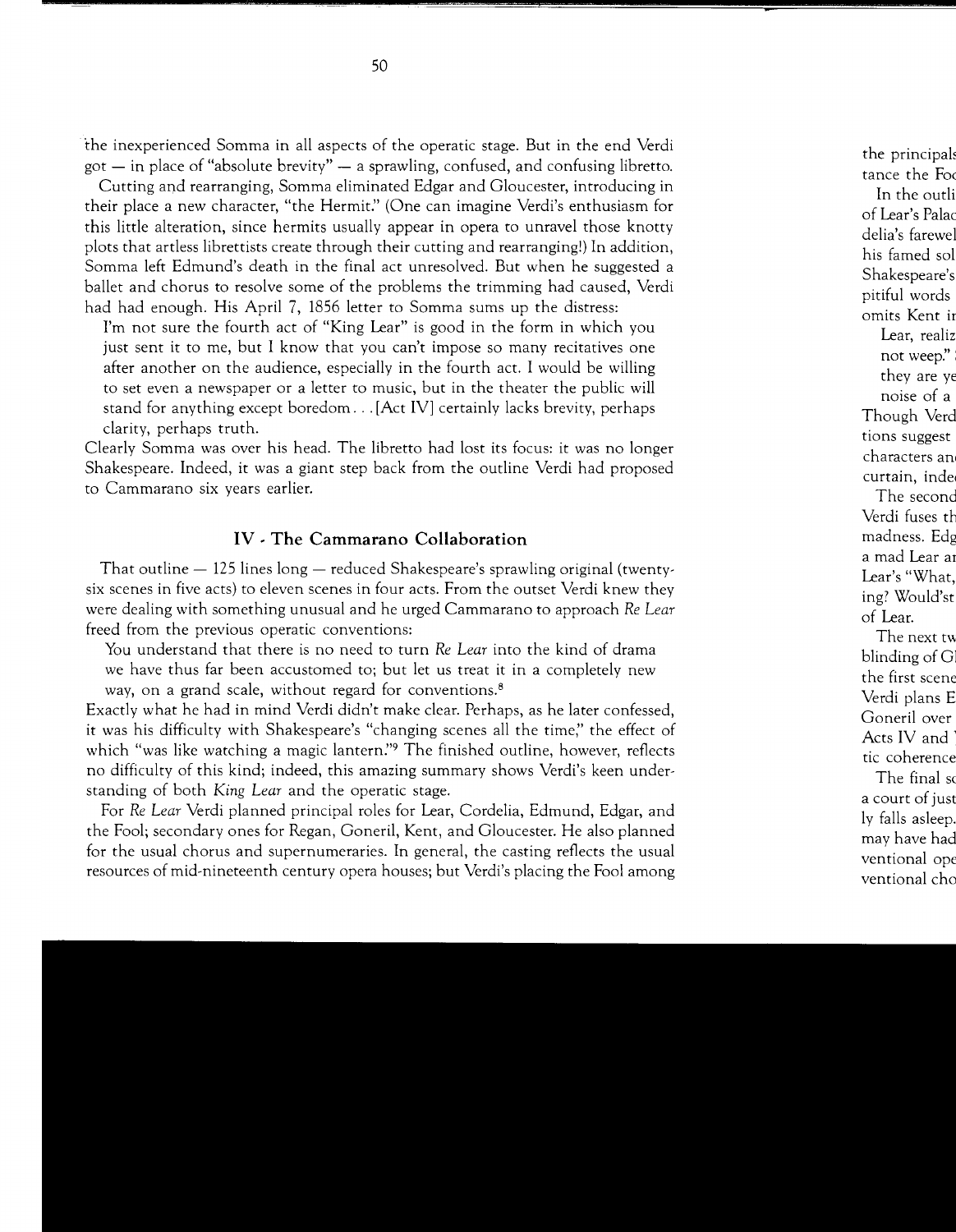the inexperienced Somma in all aspects of the operatic stage. But in the end Verdi got — in place of "absolute brevity" — a sprawling, confused, and confusing libretto.

Cutting and rearranging, Somma eliminated Edgar and Gloucester, introducing in their place a new character, "the Hermit." (One can imagine Verdi's enthusiasm for this little alteration, since hermits usually appear in opera to unravel those knotty plots that artless librettists create through their cutting and rearranging!) In addition, Somma left Edmund's death in the final act unresolved. But when he suggested a ballet and chorus to resolve some of the problems the trimming had caused, Verdi had had enough. His April 7, 1856 letter to Somma sums up the distress:

> I'm not sure the fourth act of "King Lear" is good in the form in which you just sent it to me, but I know that you can't impose so many recitatives one after another on the audience, especially in the fourth act. I would be willing to set even a newspaper or a letter to music, but in the theater the public will stand for anything except boredom. . . [Act IV] certainly lacks brevity, perhaps clarity, perhaps truth.

Clearly Somma was over his head. The libretto had lost its focus: it was no longer Shakespeare. Indeed, it was a giant step back from the outline Verdi had proposed to Cammarano six years earlier.

## IV - The Cammarano Collaboration

That outline — 125 lines long — reduced Shakespeare's sprawling original (twenty-six scenes in five acts) to eleven scenes in four acts. From the outset Verdi knew they were dealing with something unusual and he urged Cammarano to approach *Re Lear* freed from the previous operatic conventions:

> You understand that there is no need to turn *Re Lear* into the kind of drama we have thus far been accustomed to; but let us treat it in a completely new way, on a grand scale, without regard for conventions.[8]

Exactly what he had in mind Verdi didn't make clear. Perhaps, as he later confessed, it was his difficulty with Shakespeare's "changing scenes all the time," the effect of which "was like watching a magic lantern."[9] The finished outline, however, reflects no difficulty of this kind; indeed, this amazing summary shows Verdi's keen understanding of both *King Lear* and the operatic stage.

For *Re Lear* Verdi planned principal roles for Lear, Cordelia, Edmund, Edgar, and the Fool; secondary ones for Regan, Goneril, Kent, and Gloucester. He also planned for the usual chorus and supernumeraries. In general, the casting reflects the usual resources of mid-nineteenth century opera houses; but Verdi's placing the Fool among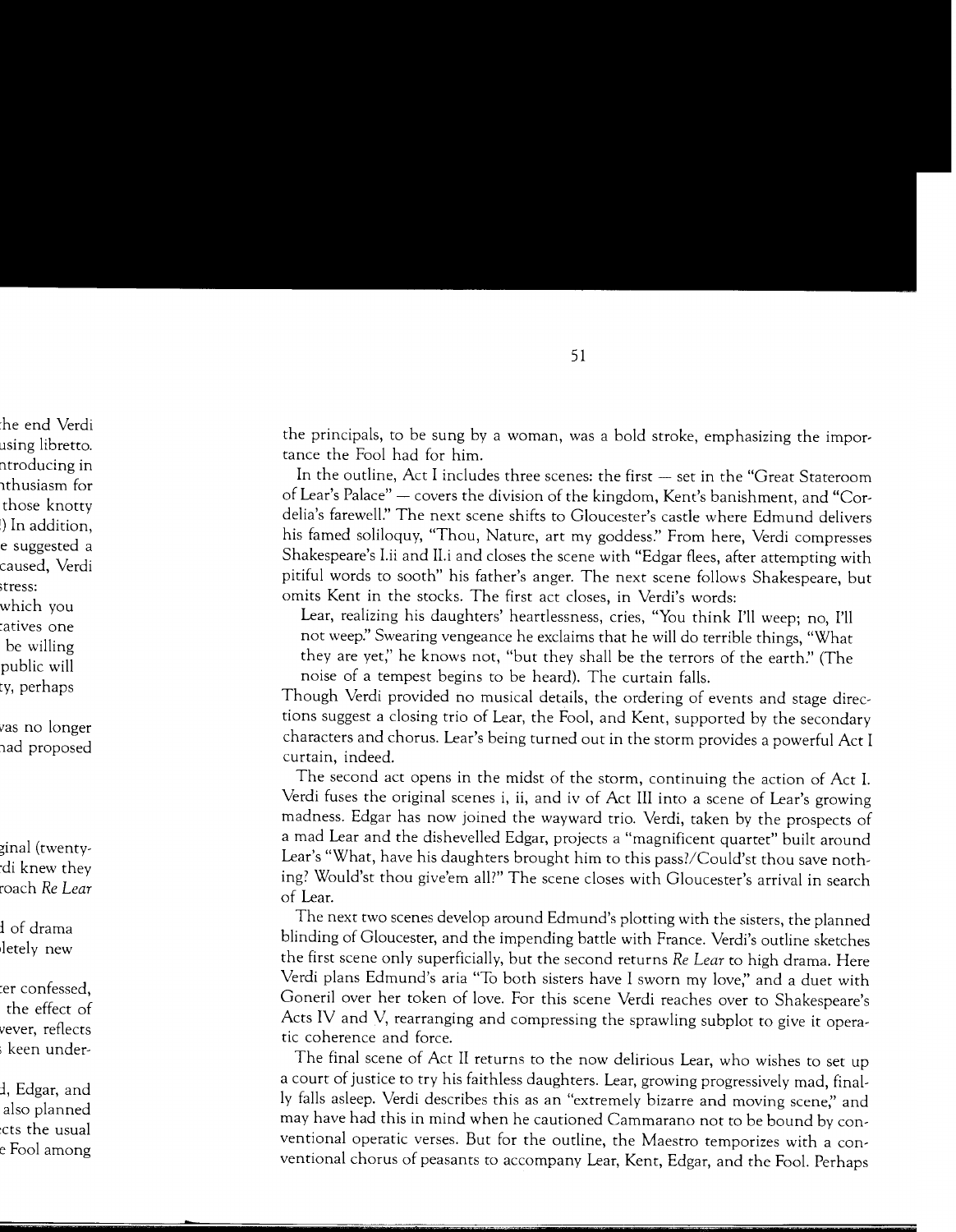the principals, to be sung by a woman, was a bold stroke, emphasizing the importance the Fool had for him.

In the outline, Act I includes three scenes: the first — set in the "Great Stateroom of Lear's Palace" — covers the division of the kingdom, Kent's banishment, and "Cordelia's farewell." The next scene shifts to Gloucester's castle where Edmund delivers his famed soliloquy, "Thou, Nature, art my goddess." From here, Verdi compresses Shakespeare's I.ii and II.i and closes the scene with "Edgar flees, after attempting with pitiful words to sooth" his father's anger. The next scene follows Shakespeare, but omits Kent in the stocks. The first act closes, in Verdi's words:

> Lear, realizing his daughters' heartlessness, cries, "You think I'll weep; no, I'll not weep." Swearing vengeance he exclaims that he will do terrible things, "What they are yet," he knows not, "but they shall be the terrors of the earth." (The noise of a tempest begins to be heard). The curtain falls.

Though Verdi provided no musical details, the ordering of events and stage directions suggest a closing trio of Lear, the Fool, and Kent, supported by the secondary characters and chorus. Lear's being turned out in the storm provides a powerful Act I curtain, indeed.

The second act opens in the midst of the storm, continuing the action of Act I. Verdi fuses the original scenes i, ii, and iv of Act III into a scene of Lear's growing madness. Edgar has now joined the wayward trio. Verdi, taken by the prospects of a mad Lear and the dishevelled Edgar, projects a "magnificent quartet" built around Lear's "What, have his daughters brought him to this pass?/Could'st thou save nothing? Would'st thou give'em all?" The scene closes with Gloucester's arrival in search of Lear.

The next two scenes develop around Edmund's plotting with the sisters, the planned blinding of Gloucester, and the impending battle with France. Verdi's outline sketches the first scene only superficially, but the second returns *Re Lear* to high drama. Here Verdi plans Edmund's aria "To both sisters have I sworn my love," and a duet with Goneril over her token of love. For this scene Verdi reaches over to Shakespeare's Acts IV and V, rearranging and compressing the sprawling subplot to give it operatic coherence and force.

The final scene of Act II returns to the now delirious Lear, who wishes to set up a court of justice to try his faithless daughters. Lear, growing progressively mad, finally falls asleep. Verdi describes this as an "extremely bizarre and moving scene," and may have had this in mind when he cautioned Cammarano not to be bound by conventional operatic verses. But for the outline, the Maestro temporizes with a conventional chorus of peasants to accompany Lear, Kent, Edgar, and the Fool. Perhaps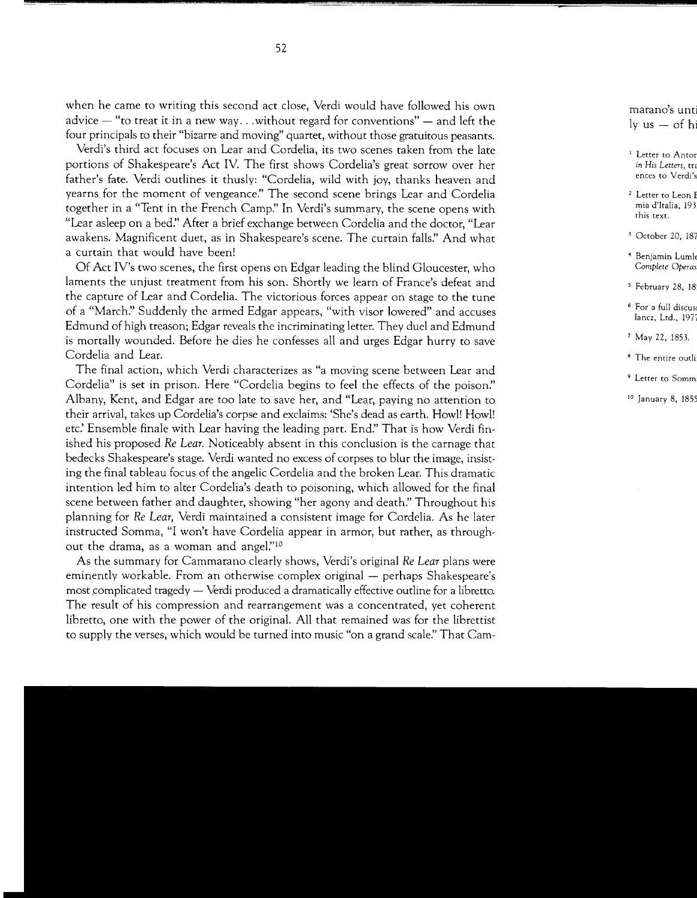when he came to writing this second act close, Verdi would have followed his own advice — "to treat it in a new way. . .without regard for conventions" — and left the four principals to their "bizarre and moving" quartet, without those gratuitous peasants.

Verdi's third act focuses on Lear and Cordelia, its two scenes taken from the late portions of Shakespeare's Act IV. The first shows Cordelia's great sorrow over her father's fate. Verdi outlines it thusly: "Cordelia, wild with joy, thanks heaven and yearns for the moment of vengeance." The second scene brings Lear and Cordelia together in a "Tent in the French Camp." In Verdi's summary, the scene opens with "Lear asleep on a bed." After a brief exchange between Cordelia and the doctor, "Lear awakens. Magnificent duet, as in Shakespeare's scene. The curtain falls." And what a curtain that would have been!

Of Act IV's two scenes, the first opens on Edgar leading the blind Gloucester, who laments the unjust treatment from his son. Shortly we learn of France's defeat and the capture of Lear and Cordelia. The victorious forces appear on stage to the tune of a "March." Suddenly the armed Edgar appears, "with visor lowered" and accuses Edmund of high treason; Edgar reveals the incriminating letter. They duel and Edmund is mortally wounded. Before he dies he confesses all and urges Edgar hurry to save Cordelia and Lear.

The final action, which Verdi characterizes as "a moving scene between Lear and Cordelia" is set in prison. Here "Cordelia begins to feel the effects of the poison." Albany, Kent, and Edgar are too late to save her, and "Lear, paying no attention to their arrival, takes up Cordelia's corpse and exclaims: 'She's dead as earth. Howl! Howl! etc.' Ensemble finale with Lear having the leading part. End." That is how Verdi finished his proposed *Re Lear.* Noticeably absent in this conclusion is the carnage that bedecks Shakespeare's stage. Verdi wanted no excess of corpses to blur the image, insisting the final tableau focus of the angelic Cordelia and the broken Lear. This dramatic intention led him to alter Cordelia's death to poisoning, which allowed for the final scene between father and daughter, showing "her agony and death." Throughout his planning for *Re Lear,* Verdi maintained a consistent image for Cordelia. As he later instructed Somma, "I won't have Cordelia appear in armor, but rather, as throughout the drama, as a woman and angel."[10]

As the summary for Cammarano clearly shows, Verdi's original *Re Lear* plans were eminently workable. From an otherwise complex original — perhaps Shakespeare's most complicated tragedy — Verdi produced a dramatically effective outline for a libretto. The result of his compression and rearrangement was a concentrated, yet coherent libretto, one with the power of the original. All that remained was for the librettist to supply the verses, which would be turned into music "on a grand scale." That Cam-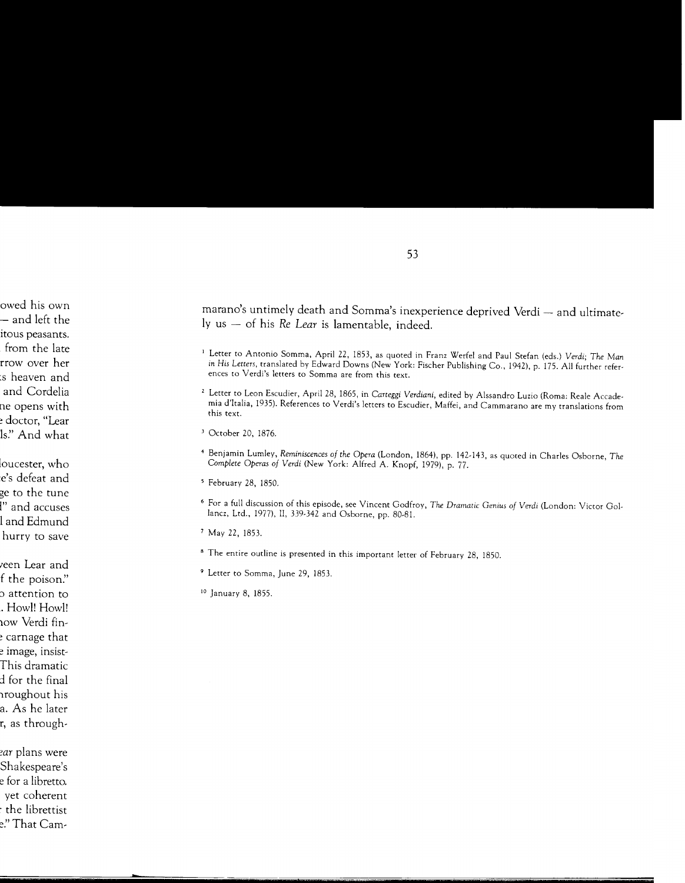marano's untimely death and Somma's inexperience deprived Verdi — and ultimately us — of his *Re Lear* is lamentable, indeed.

[1] Letter to Antonio Somma, April 22, 1853, as quoted in Franz Werfel and Paul Stefan (eds.) *Verdi; The Man in His Letters*, translated by Edward Downs (New York: Fischer Publishing Co., 1942), p. 175. All further references to Verdi's letters to Somma are from this text.

[2] Letter to Leon Escudier, April 28, 1865, in *Carteggi Verdiani*, edited by Alssandro Luzio (Roma: Reale Accademia d'Italia, 1935). References to Verdi's letters to Escudier, Maffei, and Cammarano are my translations from this text.

[3] October 20, 1876.

[4] Benjamin Lumley, *Reminiscences of the Opera* (London, 1864), pp. 142-143, as quoted in Charles Osborne, *The Complete Operas of Verdi* (New York: Alfred A. Knopf, 1979), p. 77.

[5] February 28, 1850.

[6] For a full discussion of this episode, see Vincent Godfroy, *The Dramatic Genius of Verdi* (London: Victor Gollancz, Ltd., 1977), II, 339-342 and Osborne, pp. 80-81.

[7] May 22, 1853.

[8] The entire outline is presented in this important letter of February 28, 1850.

[9] Letter to Somma, June 29, 1853.

[10] January 8, 1855.